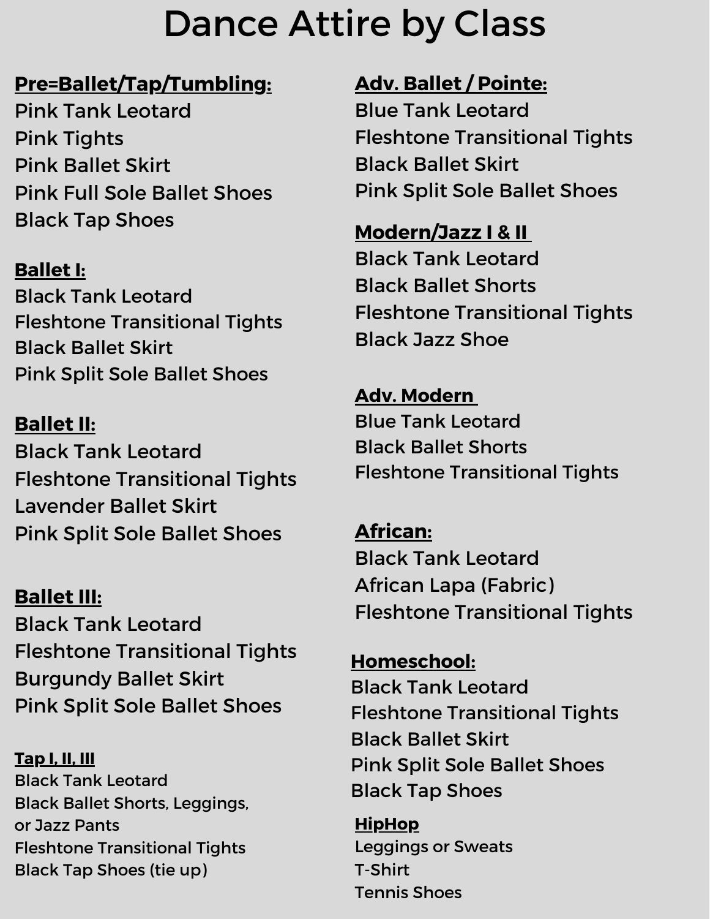# Dance Attire by Class

**Pre=Ballet/Tap/Tumbling:**

Pink Tank Leotard
Pink Tights
Pink Ballet Skirt
Pink Full Sole Ballet Shoes
Black Tap Shoes

**Ballet I:**

Black Tank Leotard
Fleshtone Transitional Tights
Black Ballet Skirt
Pink Split Sole Ballet Shoes

**Ballet II:**

Black Tank Leotard
Fleshtone Transitional Tights
Lavender Ballet Skirt
Pink Split Sole Ballet Shoes

**Ballet III:**

Black Tank Leotard
Fleshtone Transitional Tights
Burgundy Ballet Skirt
Pink Split Sole Ballet Shoes

**Tap I, II, III**

Black Tank Leotard
Black Ballet Shorts, Leggings, or Jazz Pants
Fleshtone Transitional Tights
Black Tap Shoes (tie up)

**Adv. Ballet / Pointe:**

Blue Tank Leotard
Fleshtone Transitional Tights
Black Ballet Skirt
Pink Split Sole Ballet Shoes

**Modern/Jazz I & II**

Black Tank Leotard
Black Ballet Shorts
Fleshtone Transitional Tights
Black Jazz Shoe

**Adv. Modern**

Blue Tank Leotard
Black Ballet Shorts
Fleshtone Transitional Tights

**African:**

Black Tank Leotard
African Lapa (Fabric)
Fleshtone Transitional Tights

**Homeschool:**

Black Tank Leotard
Fleshtone Transitional Tights
Black Ballet Skirt
Pink Split Sole Ballet Shoes
Black Tap Shoes

**HipHop**

Leggings or Sweats
T-Shirt
Tennis Shoes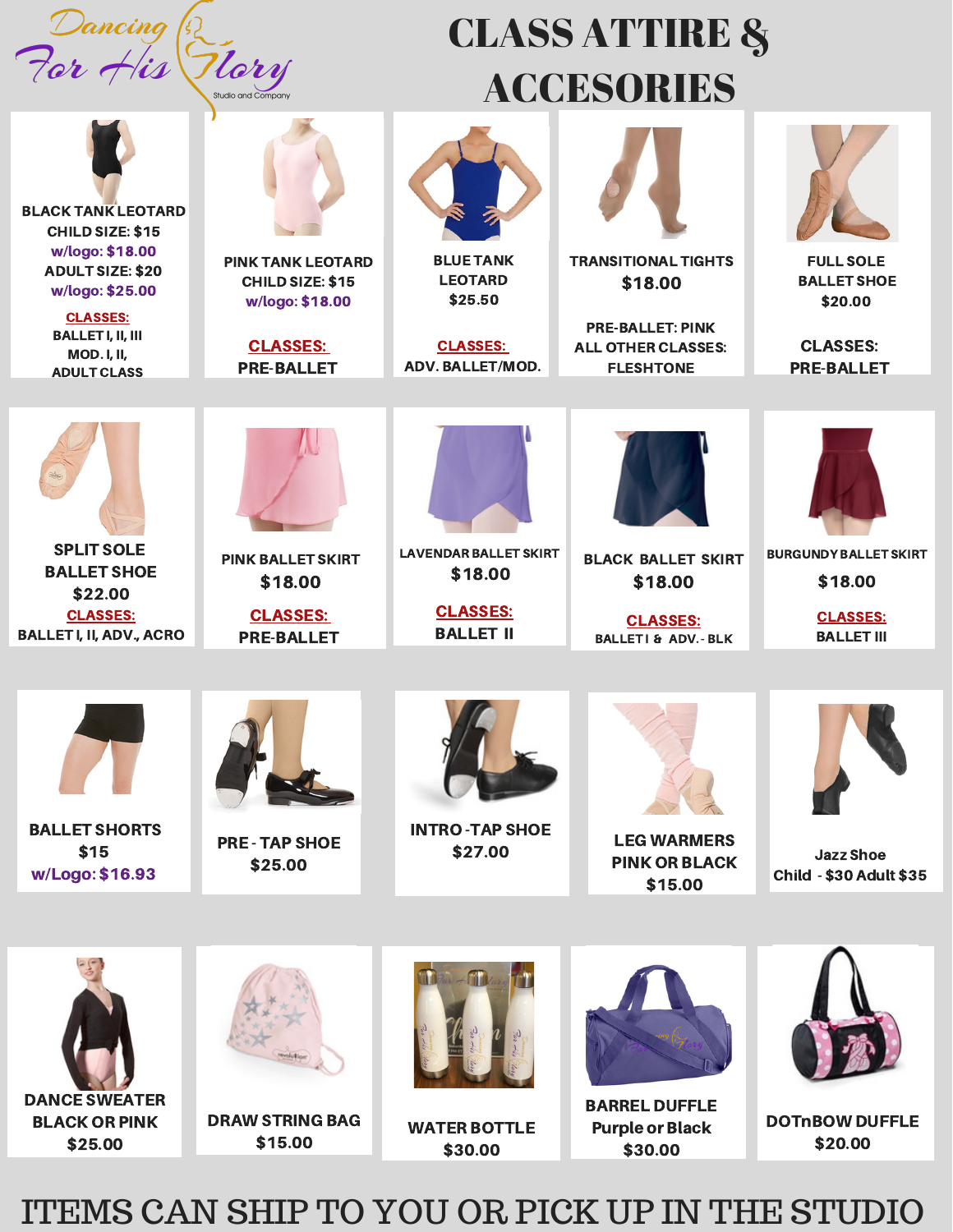Dancing For His Glory
Studio and Company

# CLASS ATTIRE & ACCESORIES

**BLACK TANK LEOTARD**
CHILD SIZE: $15
w/logo: $18.00
ADULT SIZE: $20
w/logo: $25.00
CLASSES:
BALLET I, II, III
MOD. I, II,
ADULT CLASS

**PINK TANK LEOTARD**
CHILD SIZE: $15
w/logo: $18.00
CLASSES:
PRE-BALLET

**BLUE TANK LEOTARD**
$25.50
CLASSES:
ADV. BALLET/MOD.

**TRANSITIONAL TIGHTS**
$18.00
PRE-BALLET: PINK
ALL OTHER CLASSES: FLESHTONE

**FULL SOLE BALLET SHOE**
$20.00
CLASSES:
PRE-BALLET

**SPLIT SOLE BALLET SHOE**
$22.00
CLASSES:
BALLET I, II, ADV., ACRO

**PINK BALLET SKIRT**
$18.00
CLASSES:
PRE-BALLET

**LAVENDAR BALLET SKIRT**
$18.00
CLASSES:
BALLET II

**BLACK BALLET SKIRT**
$18.00
CLASSES:
BALLET I & ADV.- BLK

**BURGUNDY BALLET SKIRT**
$18.00
CLASSES:
BALLET III

**BALLET SHORTS**
$15
w/Logo: $16.93

**PRE - TAP SHOE**
$25.00

**INTRO -TAP SHOE**
$27.00

**LEG WARMERS PINK OR BLACK**
$15.00

**Jazz Shoe**
Child - $30 Adult $35

**DANCE SWEATER BLACK OR PINK**
$25.00

**DRAW STRING BAG**
$15.00

**WATER BOTTLE**
$30.00

**BARREL DUFFLE Purple or Black**
$30.00

**DOTnBOW DUFFLE**
$20.00

## ITEMS CAN SHIP TO YOU OR PICK UP IN THE STUDIO